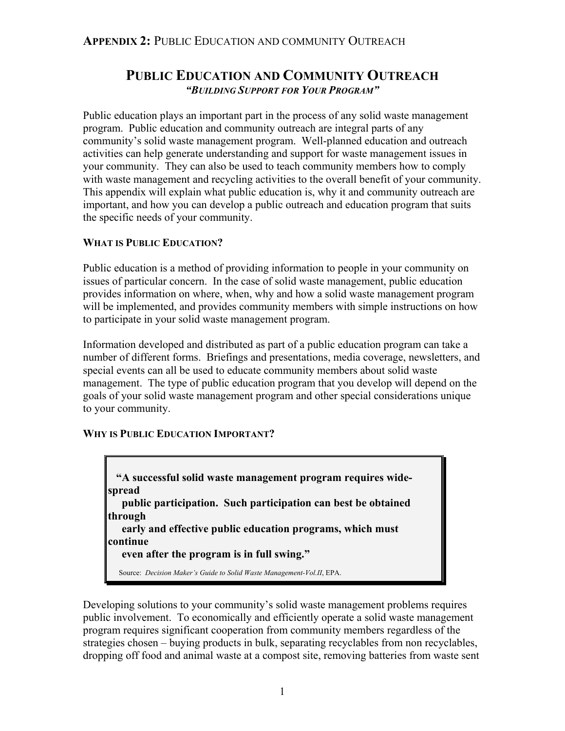## Public Education and Community Outreach

***"Building Support for Your Program"***

Public education plays an important part in the process of any solid waste management program. Public education and community outreach are integral parts of any community's solid waste management program. Well-planned education and outreach activities can help generate understanding and support for waste management issues in your community. They can also be used to teach community members how to comply with waste management and recycling activities to the overall benefit of your community. This appendix will explain what public education is, why it and community outreach are important, and how you can develop a public outreach and education program that suits the specific needs of your community.

### What is Public Education?

Public education is a method of providing information to people in your community on issues of particular concern. In the case of solid waste management, public education provides information on where, when, why and how a solid waste management program will be implemented, and provides community members with simple instructions on how to participate in your solid waste management program.

Information developed and distributed as part of a public education program can take a number of different forms. Briefings and presentations, media coverage, newsletters, and special events can all be used to educate community members about solid waste management. The type of public education program that you develop will depend on the goals of your solid waste management program and other special considerations unique to your community.

### Why is Public Education Important?

> **"A successful solid waste management program requires wide-spread public participation. Such participation can best be obtained through early and effective public education programs, which must continue even after the program is in full swing."**
>
> Source: *Decision Maker's Guide to Solid Waste Management-Vol.II*, EPA.

Developing solutions to your community's solid waste management problems requires public involvement. To economically and efficiently operate a solid waste management program requires significant cooperation from community members regardless of the strategies chosen – buying products in bulk, separating recyclables from non recyclables, dropping off food and animal waste at a compost site, removing batteries from waste sent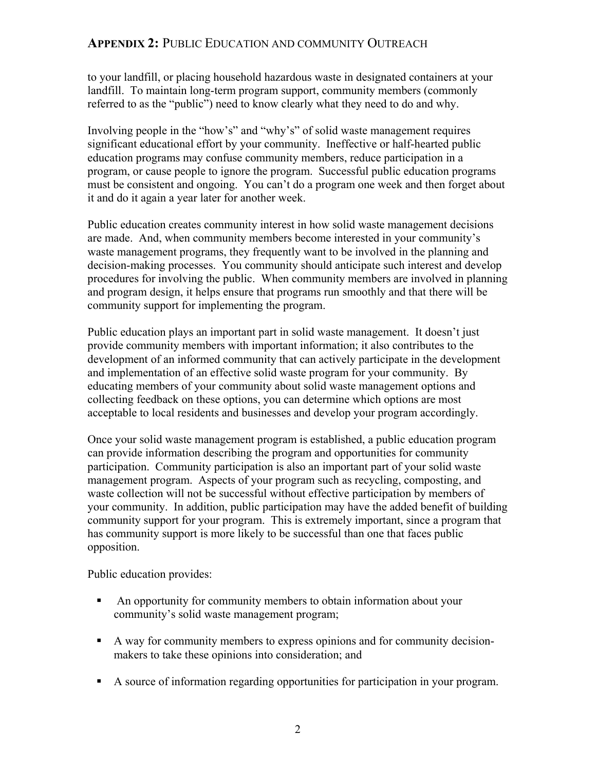to your landfill, or placing household hazardous waste in designated containers at your landfill. To maintain long-term program support, community members (commonly referred to as the "public") need to know clearly what they need to do and why.

Involving people in the "how's" and "why's" of solid waste management requires significant educational effort by your community. Ineffective or half-hearted public education programs may confuse community members, reduce participation in a program, or cause people to ignore the program. Successful public education programs must be consistent and ongoing. You can't do a program one week and then forget about it and do it again a year later for another week.

Public education creates community interest in how solid waste management decisions are made. And, when community members become interested in your community's waste management programs, they frequently want to be involved in the planning and decision-making processes. You community should anticipate such interest and develop procedures for involving the public. When community members are involved in planning and program design, it helps ensure that programs run smoothly and that there will be community support for implementing the program.

Public education plays an important part in solid waste management. It doesn't just provide community members with important information; it also contributes to the development of an informed community that can actively participate in the development and implementation of an effective solid waste program for your community. By educating members of your community about solid waste management options and collecting feedback on these options, you can determine which options are most acceptable to local residents and businesses and develop your program accordingly.

Once your solid waste management program is established, a public education program can provide information describing the program and opportunities for community participation. Community participation is also an important part of your solid waste management program. Aspects of your program such as recycling, composting, and waste collection will not be successful without effective participation by members of your community. In addition, public participation may have the added benefit of building community support for your program. This is extremely important, since a program that has community support is more likely to be successful than one that faces public opposition.

Public education provides:

- An opportunity for community members to obtain information about your community's solid waste management program;
- A way for community members to express opinions and for community decision-makers to take these opinions into consideration; and
- A source of information regarding opportunities for participation in your program.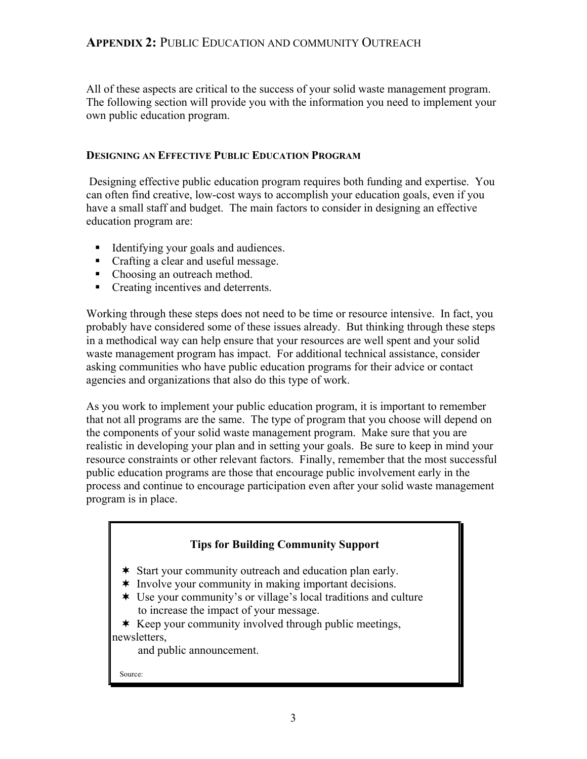## APPENDIX 2: PUBLIC EDUCATION AND COMMUNITY OUTREACH

All of these aspects are critical to the success of your solid waste management program. The following section will provide you with the information you need to implement your own public education program.

### DESIGNING AN EFFECTIVE PUBLIC EDUCATION PROGRAM

Designing effective public education program requires both funding and expertise. You can often find creative, low-cost ways to accomplish your education goals, even if you have a small staff and budget. The main factors to consider in designing an effective education program are:

- Identifying your goals and audiences.
- Crafting a clear and useful message.
- Choosing an outreach method.
- Creating incentives and deterrents.

Working through these steps does not need to be time or resource intensive. In fact, you probably have considered some of these issues already. But thinking through these steps in a methodical way can help ensure that your resources are well spent and your solid waste management program has impact. For additional technical assistance, consider asking communities who have public education programs for their advice or contact agencies and organizations that also do this type of work.

As you work to implement your public education program, it is important to remember that not all programs are the same. The type of program that you choose will depend on the components of your solid waste management program. Make sure that you are realistic in developing your plan and in setting your goals. Be sure to keep in mind your resource constraints or other relevant factors. Finally, remember that the most successful public education programs are those that encourage public involvement early in the process and continue to encourage participation even after your solid waste management program is in place.

**Tips for Building Community Support**

- Start your community outreach and education plan early.
- Involve your community in making important decisions.
- Use your community's or village's local traditions and culture to increase the impact of your message.
- Keep your community involved through public meetings, newsletters, and public announcement.

Source: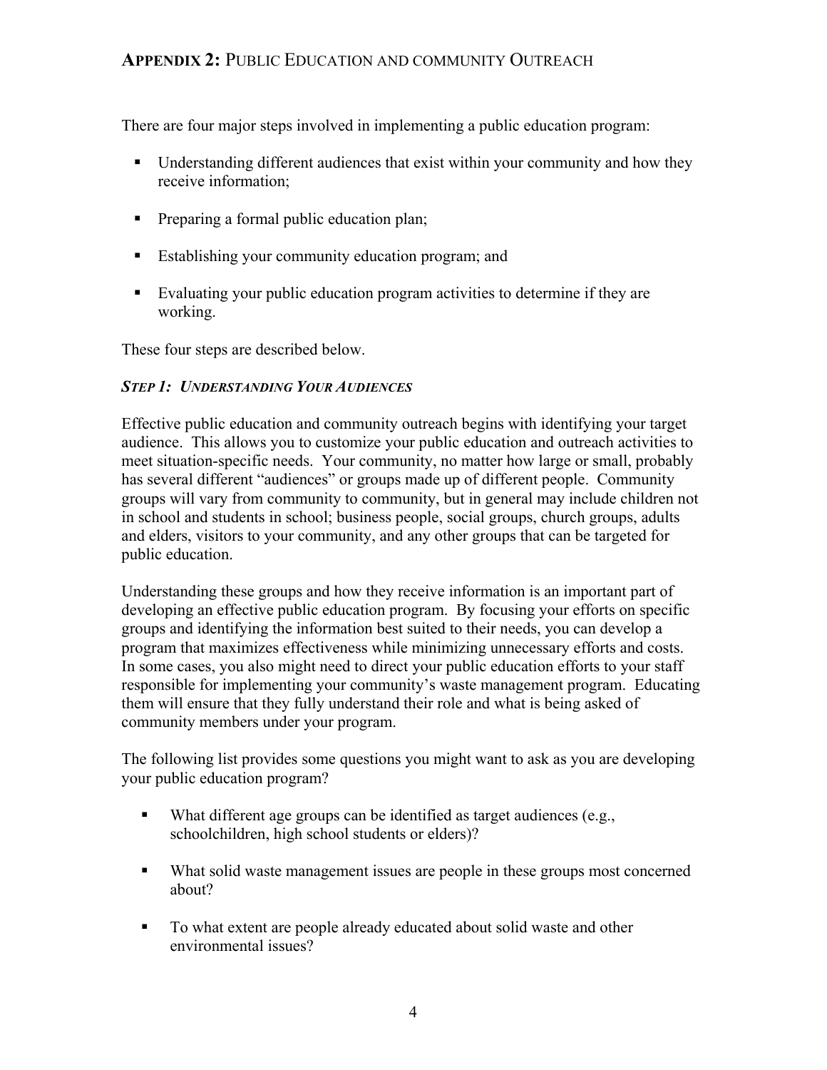## **APPENDIX 2:** PUBLIC EDUCATION AND COMMUNITY OUTREACH

There are four major steps involved in implementing a public education program:

- Understanding different audiences that exist within your community and how they receive information;
- Preparing a formal public education plan;
- Establishing your community education program; and
- Evaluating your public education program activities to determine if they are working.

These four steps are described below.

### ***STEP 1: UNDERSTANDING YOUR AUDIENCES***

Effective public education and community outreach begins with identifying your target audience. This allows you to customize your public education and outreach activities to meet situation-specific needs. Your community, no matter how large or small, probably has several different "audiences" or groups made up of different people. Community groups will vary from community to community, but in general may include children not in school and students in school; business people, social groups, church groups, adults and elders, visitors to your community, and any other groups that can be targeted for public education.

Understanding these groups and how they receive information is an important part of developing an effective public education program. By focusing your efforts on specific groups and identifying the information best suited to their needs, you can develop a program that maximizes effectiveness while minimizing unnecessary efforts and costs. In some cases, you also might need to direct your public education efforts to your staff responsible for implementing your community's waste management program. Educating them will ensure that they fully understand their role and what is being asked of community members under your program.

The following list provides some questions you might want to ask as you are developing your public education program?

- What different age groups can be identified as target audiences (e.g., schoolchildren, high school students or elders)?
- What solid waste management issues are people in these groups most concerned about?
- To what extent are people already educated about solid waste and other environmental issues?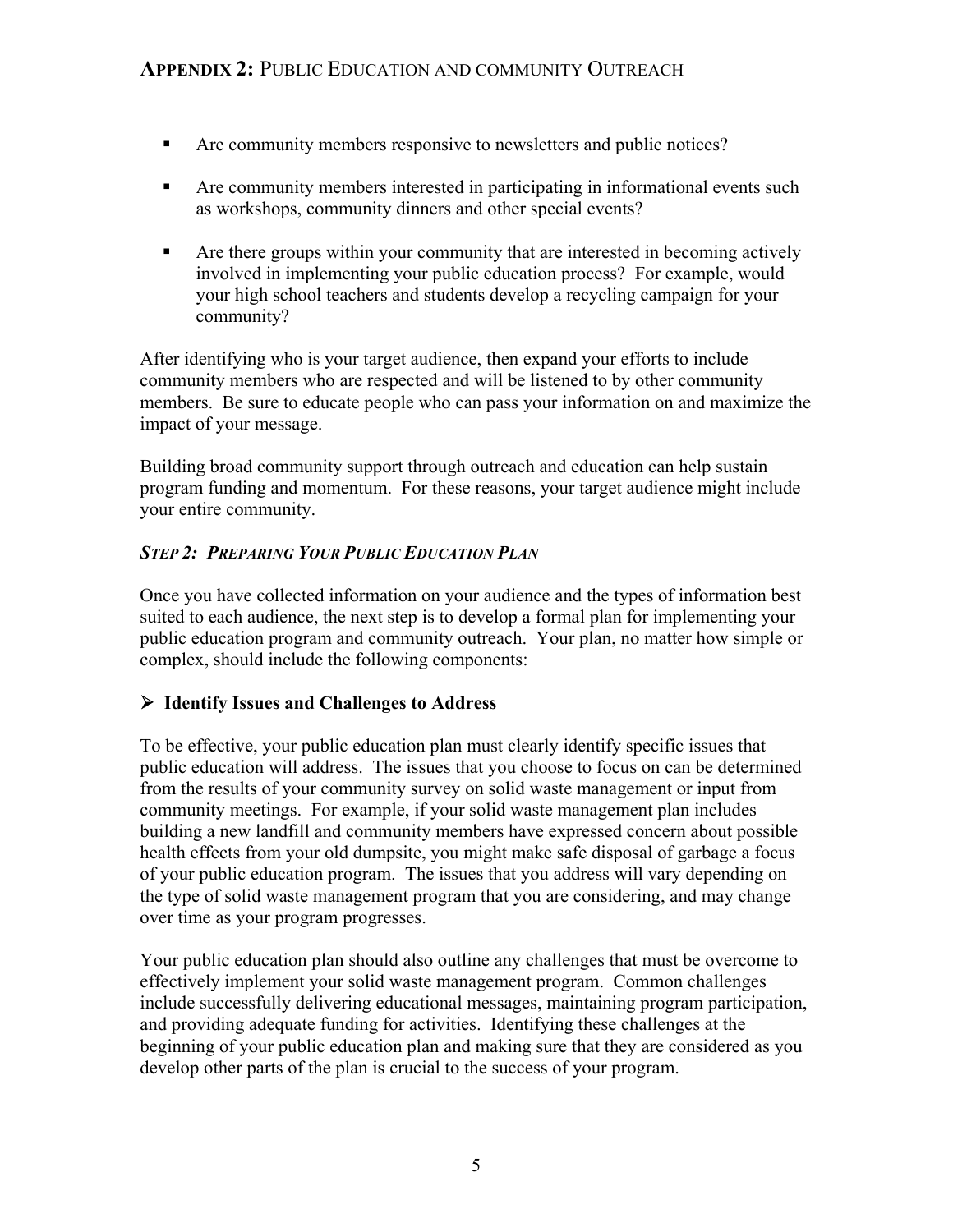- Are community members responsive to newsletters and public notices?
- Are community members interested in participating in informational events such as workshops, community dinners and other special events?
- Are there groups within your community that are interested in becoming actively involved in implementing your public education process? For example, would your high school teachers and students develop a recycling campaign for your community?

After identifying who is your target audience, then expand your efforts to include community members who are respected and will be listened to by other community members. Be sure to educate people who can pass your information on and maximize the impact of your message.

Building broad community support through outreach and education can help sustain program funding and momentum. For these reasons, your target audience might include your entire community.

### *STEP 2: PREPARING YOUR PUBLIC EDUCATION PLAN*

Once you have collected information on your audience and the types of information best suited to each audience, the next step is to develop a formal plan for implementing your public education program and community outreach. Your plan, no matter how simple or complex, should include the following components:

#### ➢ Identify Issues and Challenges to Address

To be effective, your public education plan must clearly identify specific issues that public education will address. The issues that you choose to focus on can be determined from the results of your community survey on solid waste management or input from community meetings. For example, if your solid waste management plan includes building a new landfill and community members have expressed concern about possible health effects from your old dumpsite, you might make safe disposal of garbage a focus of your public education program. The issues that you address will vary depending on the type of solid waste management program that you are considering, and may change over time as your program progresses.

Your public education plan should also outline any challenges that must be overcome to effectively implement your solid waste management program. Common challenges include successfully delivering educational messages, maintaining program participation, and providing adequate funding for activities. Identifying these challenges at the beginning of your public education plan and making sure that they are considered as you develop other parts of the plan is crucial to the success of your program.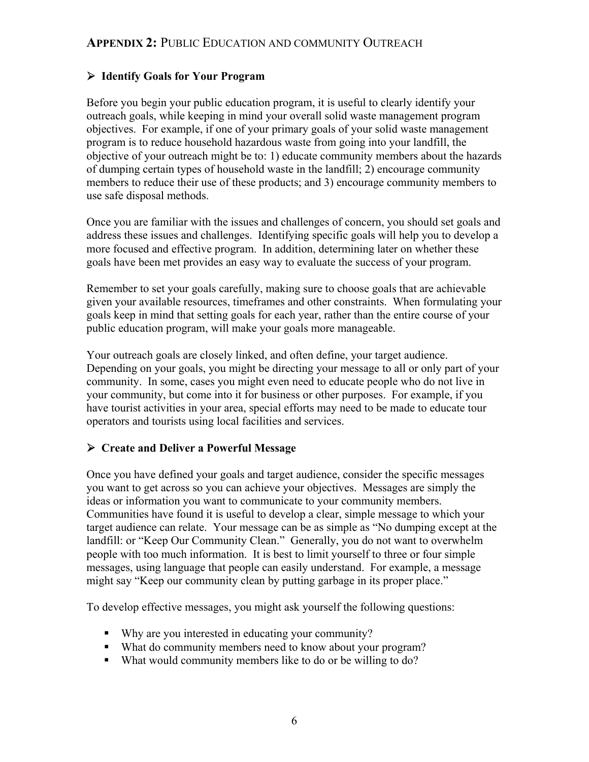## APPENDIX 2: PUBLIC EDUCATION AND COMMUNITY OUTREACH

### ➢ Identify Goals for Your Program

Before you begin your public education program, it is useful to clearly identify your outreach goals, while keeping in mind your overall solid waste management program objectives. For example, if one of your primary goals of your solid waste management program is to reduce household hazardous waste from going into your landfill, the objective of your outreach might be to: 1) educate community members about the hazards of dumping certain types of household waste in the landfill; 2) encourage community members to reduce their use of these products; and 3) encourage community members to use safe disposal methods.

Once you are familiar with the issues and challenges of concern, you should set goals and address these issues and challenges. Identifying specific goals will help you to develop a more focused and effective program. In addition, determining later on whether these goals have been met provides an easy way to evaluate the success of your program.

Remember to set your goals carefully, making sure to choose goals that are achievable given your available resources, timeframes and other constraints. When formulating your goals keep in mind that setting goals for each year, rather than the entire course of your public education program, will make your goals more manageable.

Your outreach goals are closely linked, and often define, your target audience. Depending on your goals, you might be directing your message to all or only part of your community. In some, cases you might even need to educate people who do not live in your community, but come into it for business or other purposes. For example, if you have tourist activities in your area, special efforts may need to be made to educate tour operators and tourists using local facilities and services.

### ➢ Create and Deliver a Powerful Message

Once you have defined your goals and target audience, consider the specific messages you want to get across so you can achieve your objectives. Messages are simply the ideas or information you want to communicate to your community members. Communities have found it is useful to develop a clear, simple message to which your target audience can relate. Your message can be as simple as "No dumping except at the landfill: or "Keep Our Community Clean." Generally, you do not want to overwhelm people with too much information. It is best to limit yourself to three or four simple messages, using language that people can easily understand. For example, a message might say "Keep our community clean by putting garbage in its proper place."

To develop effective messages, you might ask yourself the following questions:

- Why are you interested in educating your community?
- What do community members need to know about your program?
- What would community members like to do or be willing to do?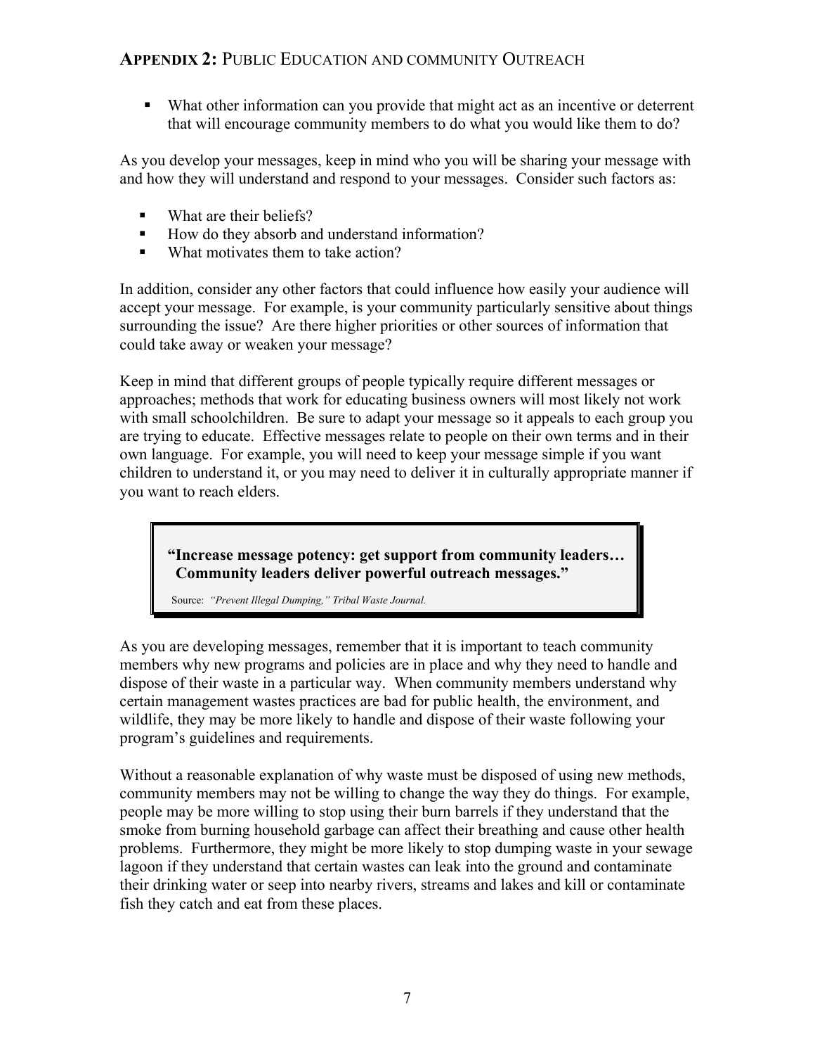- What other information can you provide that might act as an incentive or deterrent that will encourage community members to do what you would like them to do?

As you develop your messages, keep in mind who you will be sharing your message with and how they will understand and respond to your messages. Consider such factors as:

- What are their beliefs?
- How do they absorb and understand information?
- What motivates them to take action?

In addition, consider any other factors that could influence how easily your audience will accept your message. For example, is your community particularly sensitive about things surrounding the issue? Are there higher priorities or other sources of information that could take away or weaken your message?

Keep in mind that different groups of people typically require different messages or approaches; methods that work for educating business owners will most likely not work with small schoolchildren. Be sure to adapt your message so it appeals to each group you are trying to educate. Effective messages relate to people on their own terms and in their own language. For example, you will need to keep your message simple if you want children to understand it, or you may need to deliver it in culturally appropriate manner if you want to reach elders.

> **"Increase message potency: get support from community leaders… Community leaders deliver powerful outreach messages."**
>
> Source: *"Prevent Illegal Dumping," Tribal Waste Journal.*

As you are developing messages, remember that it is important to teach community members why new programs and policies are in place and why they need to handle and dispose of their waste in a particular way. When community members understand why certain management wastes practices are bad for public health, the environment, and wildlife, they may be more likely to handle and dispose of their waste following your program's guidelines and requirements.

Without a reasonable explanation of why waste must be disposed of using new methods, community members may not be willing to change the way they do things. For example, people may be more willing to stop using their burn barrels if they understand that the smoke from burning household garbage can affect their breathing and cause other health problems. Furthermore, they might be more likely to stop dumping waste in your sewage lagoon if they understand that certain wastes can leak into the ground and contaminate their drinking water or seep into nearby rivers, streams and lakes and kill or contaminate fish they catch and eat from these places.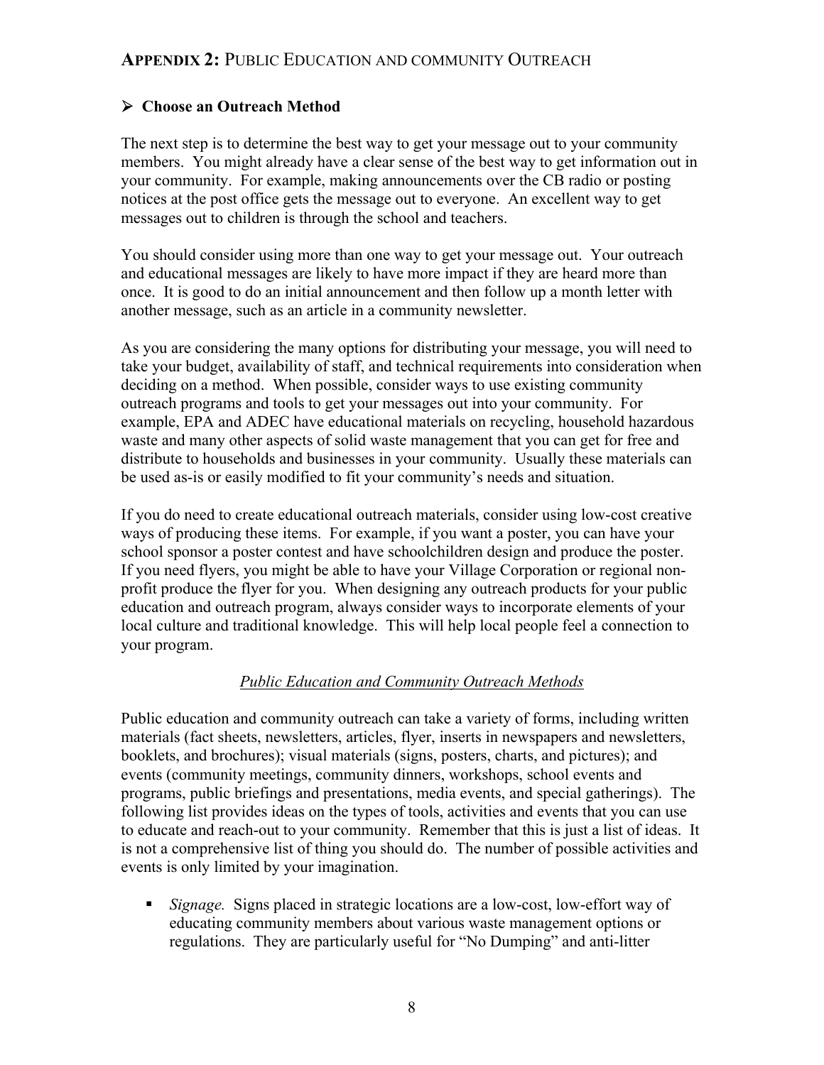## APPENDIX 2: PUBLIC EDUCATION AND COMMUNITY OUTREACH

- **Choose an Outreach Method**

The next step is to determine the best way to get your message out to your community members. You might already have a clear sense of the best way to get information out in your community. For example, making announcements over the CB radio or posting notices at the post office gets the message out to everyone. An excellent way to get messages out to children is through the school and teachers.

You should consider using more than one way to get your message out. Your outreach and educational messages are likely to have more impact if they are heard more than once. It is good to do an initial announcement and then follow up a month letter with another message, such as an article in a community newsletter.

As you are considering the many options for distributing your message, you will need to take your budget, availability of staff, and technical requirements into consideration when deciding on a method. When possible, consider ways to use existing community outreach programs and tools to get your messages out into your community. For example, EPA and ADEC have educational materials on recycling, household hazardous waste and many other aspects of solid waste management that you can get for free and distribute to households and businesses in your community. Usually these materials can be used as-is or easily modified to fit your community's needs and situation.

If you do need to create educational outreach materials, consider using low-cost creative ways of producing these items. For example, if you want a poster, you can have your school sponsor a poster contest and have schoolchildren design and produce the poster. If you need flyers, you might be able to have your Village Corporation or regional non-profit produce the flyer for you. When designing any outreach products for your public education and outreach program, always consider ways to incorporate elements of your local culture and traditional knowledge. This will help local people feel a connection to your program.

*Public Education and Community Outreach Methods*

Public education and community outreach can take a variety of forms, including written materials (fact sheets, newsletters, articles, flyer, inserts in newspapers and newsletters, booklets, and brochures); visual materials (signs, posters, charts, and pictures); and events (community meetings, community dinners, workshops, school events and programs, public briefings and presentations, media events, and special gatherings). The following list provides ideas on the types of tools, activities and events that you can use to educate and reach-out to your community. Remember that this is just a list of ideas. It is not a comprehensive list of thing you should do. The number of possible activities and events is only limited by your imagination.

- *Signage.* Signs placed in strategic locations are a low-cost, low-effort way of educating community members about various waste management options or regulations. They are particularly useful for "No Dumping" and anti-litter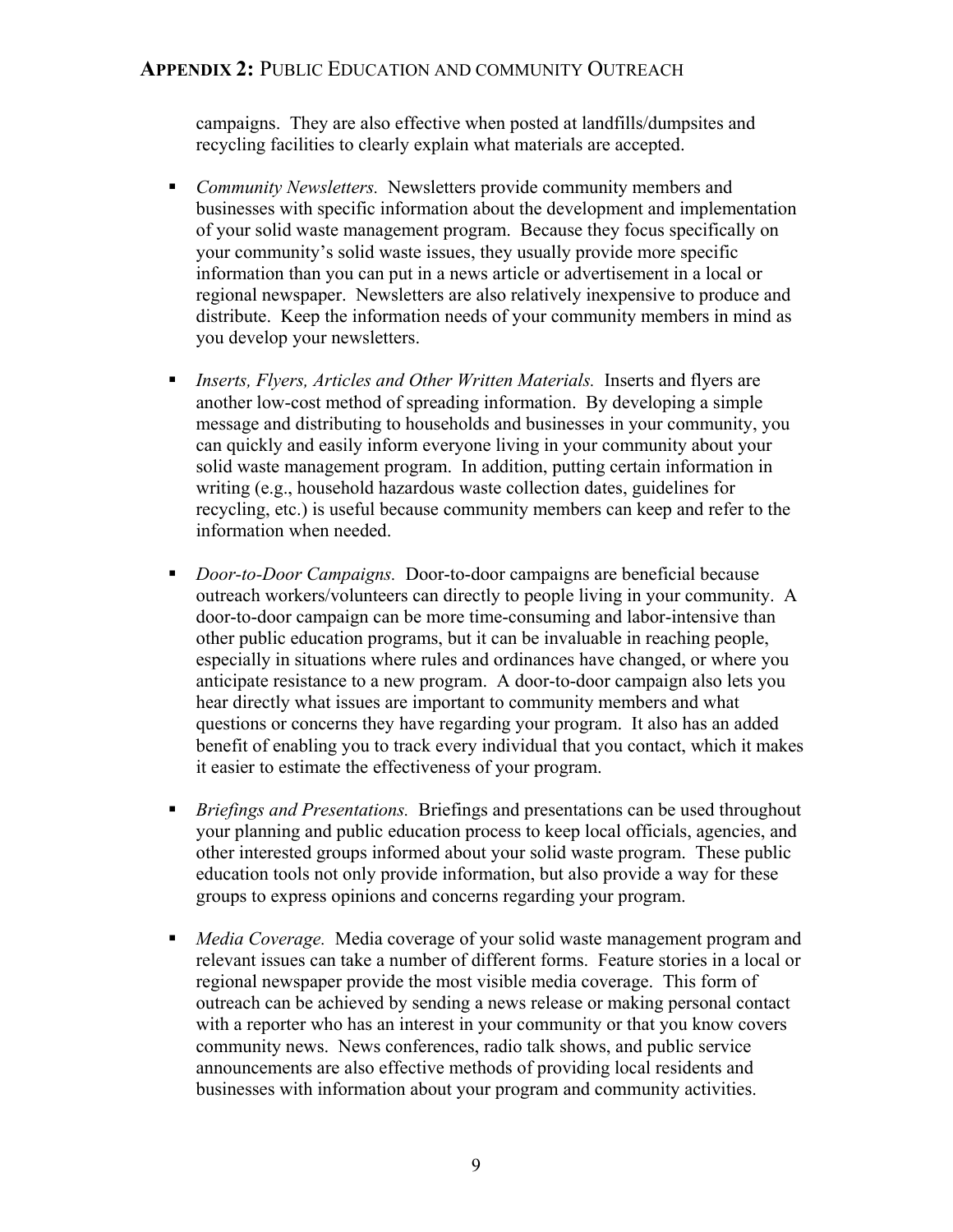campaigns. They are also effective when posted at landfills/dumpsites and recycling facilities to clearly explain what materials are accepted.

- *Community Newsletters.* Newsletters provide community members and businesses with specific information about the development and implementation of your solid waste management program. Because they focus specifically on your community's solid waste issues, they usually provide more specific information than you can put in a news article or advertisement in a local or regional newspaper. Newsletters are also relatively inexpensive to produce and distribute. Keep the information needs of your community members in mind as you develop your newsletters.

- *Inserts, Flyers, Articles and Other Written Materials.* Inserts and flyers are another low-cost method of spreading information. By developing a simple message and distributing to households and businesses in your community, you can quickly and easily inform everyone living in your community about your solid waste management program. In addition, putting certain information in writing (e.g., household hazardous waste collection dates, guidelines for recycling, etc.) is useful because community members can keep and refer to the information when needed.

- *Door-to-Door Campaigns.* Door-to-door campaigns are beneficial because outreach workers/volunteers can directly to people living in your community. A door-to-door campaign can be more time-consuming and labor-intensive than other public education programs, but it can be invaluable in reaching people, especially in situations where rules and ordinances have changed, or where you anticipate resistance to a new program. A door-to-door campaign also lets you hear directly what issues are important to community members and what questions or concerns they have regarding your program. It also has an added benefit of enabling you to track every individual that you contact, which it makes it easier to estimate the effectiveness of your program.

- *Briefings and Presentations.* Briefings and presentations can be used throughout your planning and public education process to keep local officials, agencies, and other interested groups informed about your solid waste program. These public education tools not only provide information, but also provide a way for these groups to express opinions and concerns regarding your program.

- *Media Coverage.* Media coverage of your solid waste management program and relevant issues can take a number of different forms. Feature stories in a local or regional newspaper provide the most visible media coverage. This form of outreach can be achieved by sending a news release or making personal contact with a reporter who has an interest in your community or that you know covers community news. News conferences, radio talk shows, and public service announcements are also effective methods of providing local residents and businesses with information about your program and community activities.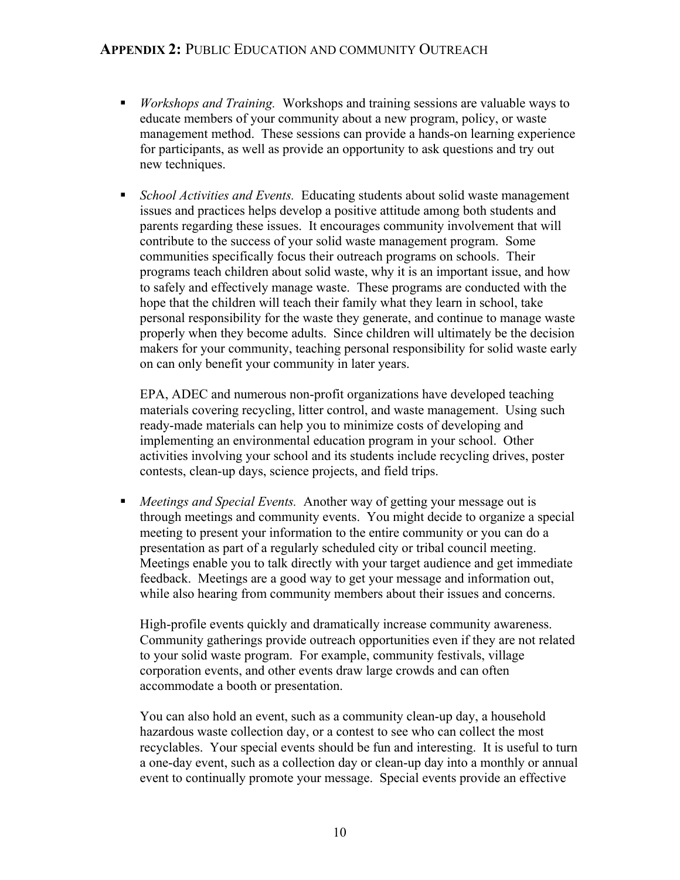## APPENDIX 2: PUBLIC EDUCATION AND COMMUNITY OUTREACH

- *Workshops and Training.* Workshops and training sessions are valuable ways to educate members of your community about a new program, policy, or waste management method. These sessions can provide a hands-on learning experience for participants, as well as provide an opportunity to ask questions and try out new techniques.

- *School Activities and Events.* Educating students about solid waste management issues and practices helps develop a positive attitude among both students and parents regarding these issues. It encourages community involvement that will contribute to the success of your solid waste management program. Some communities specifically focus their outreach programs on schools. Their programs teach children about solid waste, why it is an important issue, and how to safely and effectively manage waste. These programs are conducted with the hope that the children will teach their family what they learn in school, take personal responsibility for the waste they generate, and continue to manage waste properly when they become adults. Since children will ultimately be the decision makers for your community, teaching personal responsibility for solid waste early on can only benefit your community in later years.

  EPA, ADEC and numerous non-profit organizations have developed teaching materials covering recycling, litter control, and waste management. Using such ready-made materials can help you to minimize costs of developing and implementing an environmental education program in your school. Other activities involving your school and its students include recycling drives, poster contests, clean-up days, science projects, and field trips.

- *Meetings and Special Events.* Another way of getting your message out is through meetings and community events. You might decide to organize a special meeting to present your information to the entire community or you can do a presentation as part of a regularly scheduled city or tribal council meeting. Meetings enable you to talk directly with your target audience and get immediate feedback. Meetings are a good way to get your message and information out, while also hearing from community members about their issues and concerns.

  High-profile events quickly and dramatically increase community awareness. Community gatherings provide outreach opportunities even if they are not related to your solid waste program. For example, community festivals, village corporation events, and other events draw large crowds and can often accommodate a booth or presentation.

  You can also hold an event, such as a community clean-up day, a household hazardous waste collection day, or a contest to see who can collect the most recyclables. Your special events should be fun and interesting. It is useful to turn a one-day event, such as a collection day or clean-up day into a monthly or annual event to continually promote your message. Special events provide an effective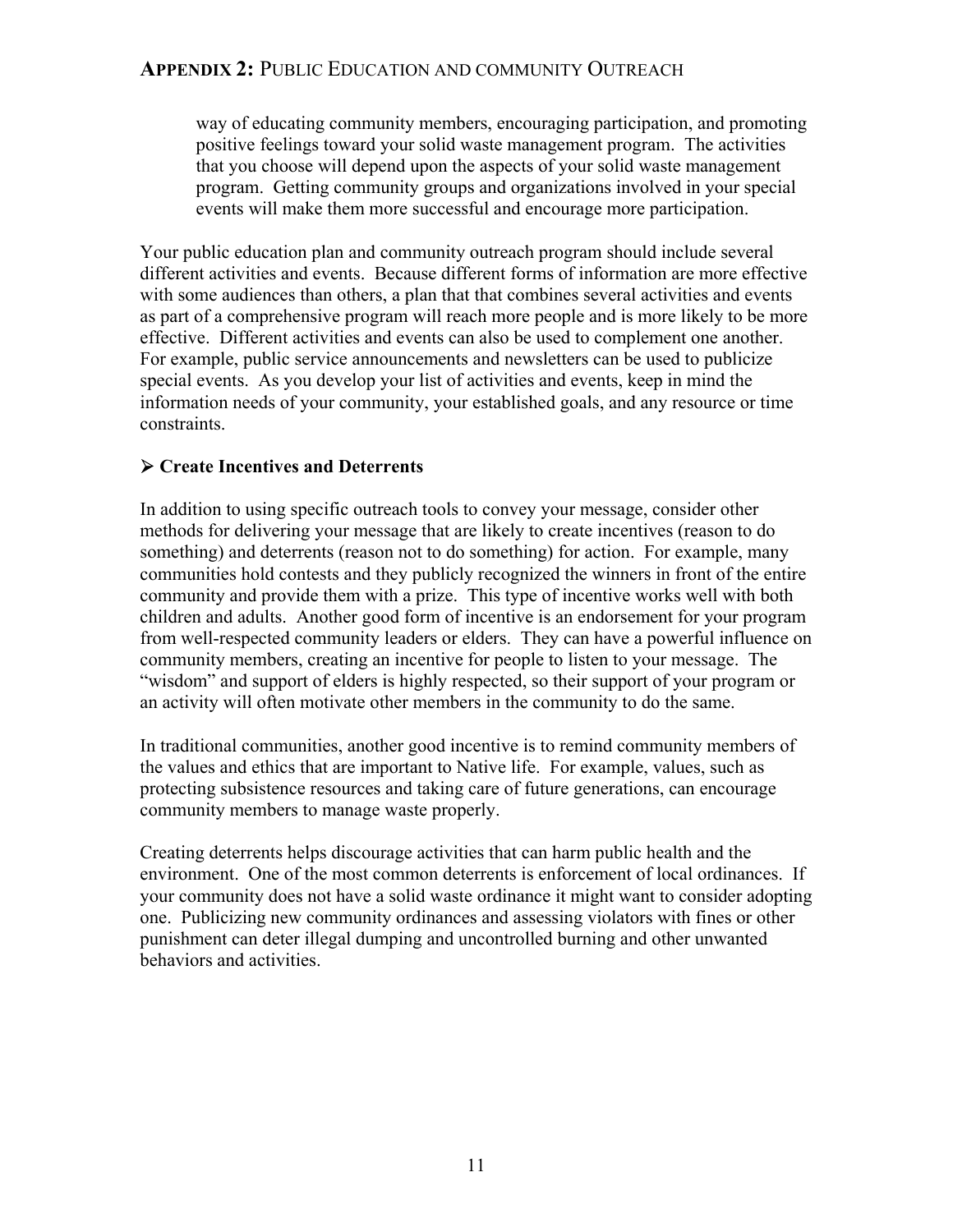way of educating community members, encouraging participation, and promoting positive feelings toward your solid waste management program. The activities that you choose will depend upon the aspects of your solid waste management program. Getting community groups and organizations involved in your special events will make them more successful and encourage more participation.

Your public education plan and community outreach program should include several different activities and events. Because different forms of information are more effective with some audiences than others, a plan that that combines several activities and events as part of a comprehensive program will reach more people and is more likely to be more effective. Different activities and events can also be used to complement one another. For example, public service announcements and newsletters can be used to publicize special events. As you develop your list of activities and events, keep in mind the information needs of your community, your established goals, and any resource or time constraints.

- **Create Incentives and Deterrents**

In addition to using specific outreach tools to convey your message, consider other methods for delivering your message that are likely to create incentives (reason to do something) and deterrents (reason not to do something) for action. For example, many communities hold contests and they publicly recognized the winners in front of the entire community and provide them with a prize. This type of incentive works well with both children and adults. Another good form of incentive is an endorsement for your program from well-respected community leaders or elders. They can have a powerful influence on community members, creating an incentive for people to listen to your message. The "wisdom" and support of elders is highly respected, so their support of your program or an activity will often motivate other members in the community to do the same.

In traditional communities, another good incentive is to remind community members of the values and ethics that are important to Native life. For example, values, such as protecting subsistence resources and taking care of future generations, can encourage community members to manage waste properly.

Creating deterrents helps discourage activities that can harm public health and the environment. One of the most common deterrents is enforcement of local ordinances. If your community does not have a solid waste ordinance it might want to consider adopting one. Publicizing new community ordinances and assessing violators with fines or other punishment can deter illegal dumping and uncontrolled burning and other unwanted behaviors and activities.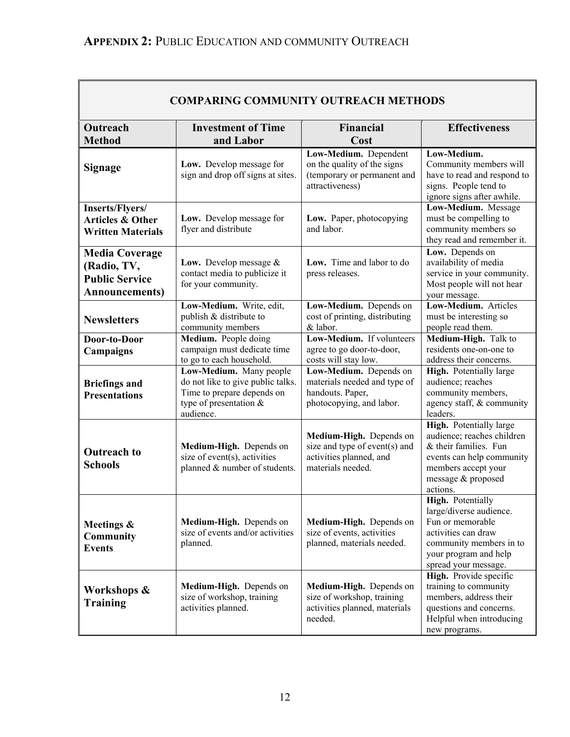## APPENDIX 2: PUBLIC EDUCATION AND COMMUNITY OUTREACH

| COMPARING COMMUNITY OUTREACH METHODS | | | |
|---|---|---|---|
| **Outreach Method** | **Investment of Time and Labor** | **Financial Cost** | **Effectiveness** |
| **Signage** | **Low.** Develop message for sign and drop off signs at sites. | **Low-Medium.** Dependent on the quality of the signs (temporary or permanent and attractiveness) | **Low-Medium.** Community members will have to read and respond to signs. People tend to ignore signs after awhile. |
| **Inserts/Flyers/ Articles & Other Written Materials** | **Low.** Develop message for flyer and distribute | **Low.** Paper, photocopying and labor. | **Low-Medium.** Message must be compelling to community members so they read and remember it. |
| **Media Coverage (Radio, TV, Public Service Announcements)** | **Low.** Develop message & contact media to publicize it for your community. | **Low.** Time and labor to do press releases. | **Low.** Depends on availability of media service in your community. Most people will not hear your message. |
| **Newsletters** | **Low-Medium.** Write, edit, publish & distribute to community members | **Low-Medium.** Depends on cost of printing, distributing & labor. | **Low-Medium.** Articles must be interesting so people read them. |
| **Door-to-Door Campaigns** | **Medium.** People doing campaign must dedicate time to go to each household. | **Low-Medium.** If volunteers agree to go door-to-door, costs will stay low. | **Medium-High.** Talk to residents one-on-one to address their concerns. |
| **Briefings and Presentations** | **Low-Medium.** Many people do not like to give public talks. Time to prepare depends on type of presentation & audience. | **Low-Medium.** Depends on materials needed and type of handouts. Paper, photocopying, and labor. | **High.** Potentially large audience; reaches community members, agency staff, & community leaders. |
| **Outreach to Schools** | **Medium-High.** Depends on size of event(s), activities planned & number of students. | **Medium-High.** Depends on size and type of event(s) and activities planned, and materials needed. | **High.** Potentially large audience; reaches children & their families. Fun events can help community members accept your message & proposed actions. |
| **Meetings & Community Events** | **Medium-High.** Depends on size of events and/or activities planned. | **Medium-High.** Depends on size of events, activities planned, materials needed. | **High.** Potentially large/diverse audience. Fun or memorable activities can draw community members in to your program and help spread your message. |
| **Workshops & Training** | **Medium-High.** Depends on size of workshop, training activities planned. | **Medium-High.** Depends on size of workshop, training activities planned, materials needed. | **High.** Provide specific training to community members, address their questions and concerns. Helpful when introducing new programs. |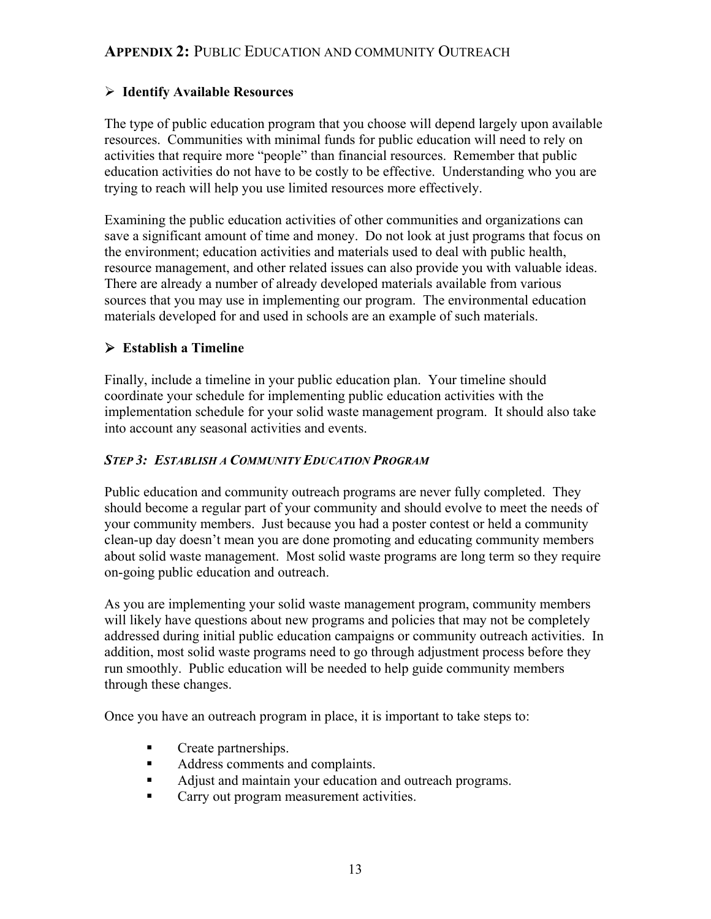## APPENDIX 2: PUBLIC EDUCATION AND COMMUNITY OUTREACH

- **Identify Available Resources**

The type of public education program that you choose will depend largely upon available resources. Communities with minimal funds for public education will need to rely on activities that require more "people" than financial resources. Remember that public education activities do not have to be costly to be effective. Understanding who you are trying to reach will help you use limited resources more effectively.

Examining the public education activities of other communities and organizations can save a significant amount of time and money. Do not look at just programs that focus on the environment; education activities and materials used to deal with public health, resource management, and other related issues can also provide you with valuable ideas. There are already a number of already developed materials available from various sources that you may use in implementing our program. The environmental education materials developed for and used in schools are an example of such materials.

- **Establish a Timeline**

Finally, include a timeline in your public education plan. Your timeline should coordinate your schedule for implementing public education activities with the implementation schedule for your solid waste management program. It should also take into account any seasonal activities and events.

### *STEP 3: ESTABLISH A COMMUNITY EDUCATION PROGRAM*

Public education and community outreach programs are never fully completed. They should become a regular part of your community and should evolve to meet the needs of your community members. Just because you had a poster contest or held a community clean-up day doesn't mean you are done promoting and educating community members about solid waste management. Most solid waste programs are long term so they require on-going public education and outreach.

As you are implementing your solid waste management program, community members will likely have questions about new programs and policies that may not be completely addressed during initial public education campaigns or community outreach activities. In addition, most solid waste programs need to go through adjustment process before they run smoothly. Public education will be needed to help guide community members through these changes.

Once you have an outreach program in place, it is important to take steps to:

- Create partnerships.
- Address comments and complaints.
- Adjust and maintain your education and outreach programs.
- Carry out program measurement activities.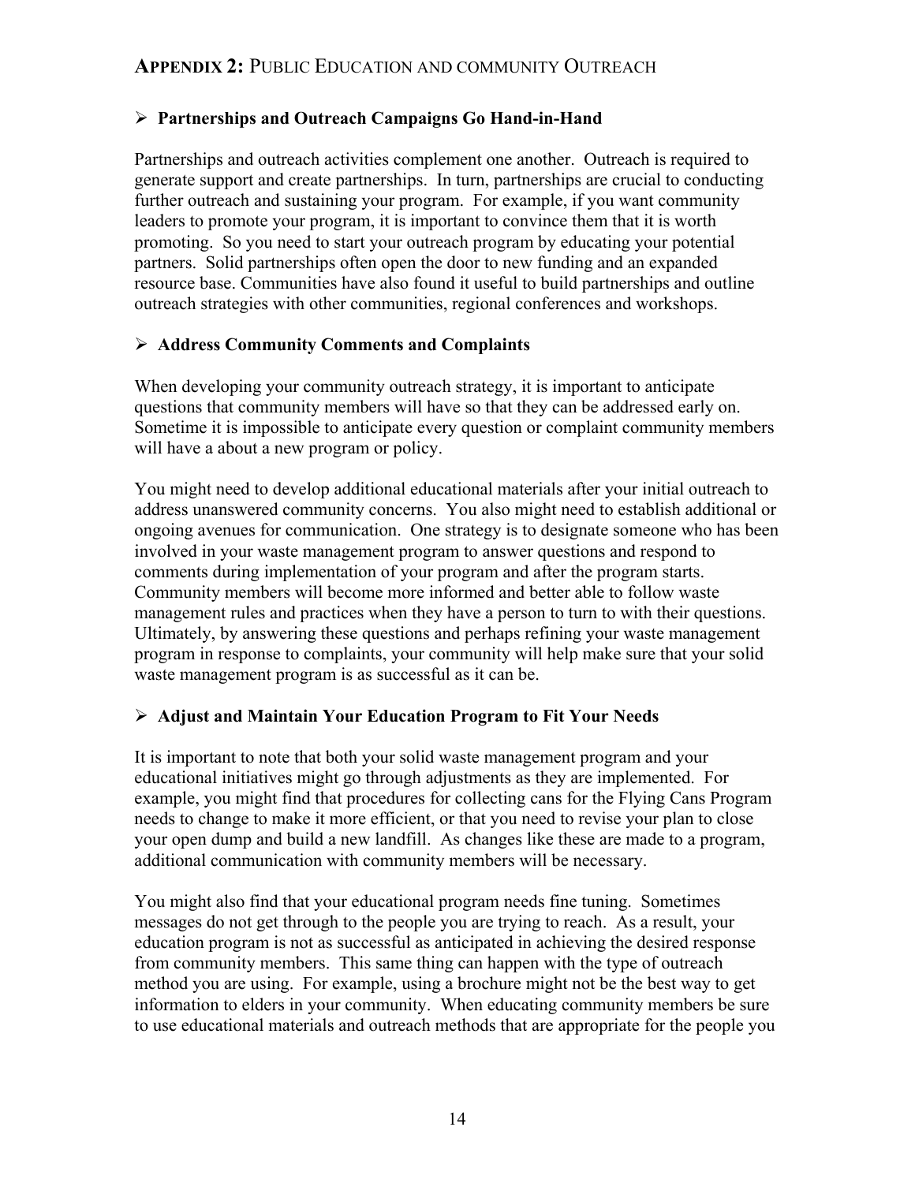## **APPENDIX 2:** PUBLIC EDUCATION AND COMMUNITY OUTREACH

- **Partnerships and Outreach Campaigns Go Hand-in-Hand**

Partnerships and outreach activities complement one another. Outreach is required to generate support and create partnerships. In turn, partnerships are crucial to conducting further outreach and sustaining your program. For example, if you want community leaders to promote your program, it is important to convince them that it is worth promoting. So you need to start your outreach program by educating your potential partners. Solid partnerships often open the door to new funding and an expanded resource base. Communities have also found it useful to build partnerships and outline outreach strategies with other communities, regional conferences and workshops.

- **Address Community Comments and Complaints**

When developing your community outreach strategy, it is important to anticipate questions that community members will have so that they can be addressed early on. Sometime it is impossible to anticipate every question or complaint community members will have a about a new program or policy.

You might need to develop additional educational materials after your initial outreach to address unanswered community concerns. You also might need to establish additional or ongoing avenues for communication. One strategy is to designate someone who has been involved in your waste management program to answer questions and respond to comments during implementation of your program and after the program starts. Community members will become more informed and better able to follow waste management rules and practices when they have a person to turn to with their questions. Ultimately, by answering these questions and perhaps refining your waste management program in response to complaints, your community will help make sure that your solid waste management program is as successful as it can be.

- **Adjust and Maintain Your Education Program to Fit Your Needs**

It is important to note that both your solid waste management program and your educational initiatives might go through adjustments as they are implemented. For example, you might find that procedures for collecting cans for the Flying Cans Program needs to change to make it more efficient, or that you need to revise your plan to close your open dump and build a new landfill. As changes like these are made to a program, additional communication with community members will be necessary.

You might also find that your educational program needs fine tuning. Sometimes messages do not get through to the people you are trying to reach. As a result, your education program is not as successful as anticipated in achieving the desired response from community members. This same thing can happen with the type of outreach method you are using. For example, using a brochure might not be the best way to get information to elders in your community. When educating community members be sure to use educational materials and outreach methods that are appropriate for the people you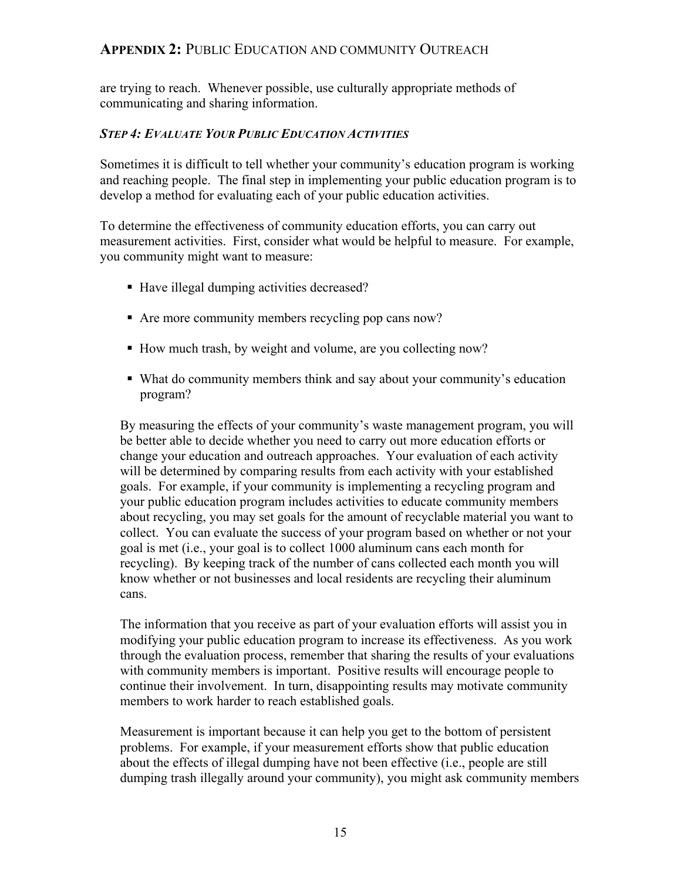are trying to reach. Whenever possible, use culturally appropriate methods of communicating and sharing information.

### *STEP 4: EVALUATE YOUR PUBLIC EDUCATION ACTIVITIES*

Sometimes it is difficult to tell whether your community's education program is working and reaching people. The final step in implementing your public education program is to develop a method for evaluating each of your public education activities.

To determine the effectiveness of community education efforts, you can carry out measurement activities. First, consider what would be helpful to measure. For example, you community might want to measure:

- Have illegal dumping activities decreased?
- Are more community members recycling pop cans now?
- How much trash, by weight and volume, are you collecting now?
- What do community members think and say about your community's education program?

By measuring the effects of your community's waste management program, you will be better able to decide whether you need to carry out more education efforts or change your education and outreach approaches. Your evaluation of each activity will be determined by comparing results from each activity with your established goals. For example, if your community is implementing a recycling program and your public education program includes activities to educate community members about recycling, you may set goals for the amount of recyclable material you want to collect. You can evaluate the success of your program based on whether or not your goal is met (i.e., your goal is to collect 1000 aluminum cans each month for recycling). By keeping track of the number of cans collected each month you will know whether or not businesses and local residents are recycling their aluminum cans.

The information that you receive as part of your evaluation efforts will assist you in modifying your public education program to increase its effectiveness. As you work through the evaluation process, remember that sharing the results of your evaluations with community members is important. Positive results will encourage people to continue their involvement. In turn, disappointing results may motivate community members to work harder to reach established goals.

Measurement is important because it can help you get to the bottom of persistent problems. For example, if your measurement efforts show that public education about the effects of illegal dumping have not been effective (i.e., people are still dumping trash illegally around your community), you might ask community members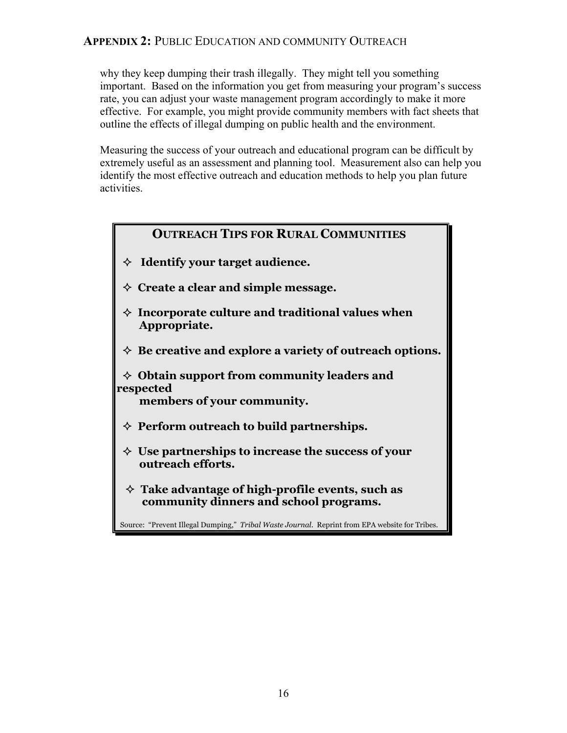why they keep dumping their trash illegally. They might tell you something important. Based on the information you get from measuring your program's success rate, you can adjust your waste management program accordingly to make it more effective. For example, you might provide community members with fact sheets that outline the effects of illegal dumping on public health and the environment.

Measuring the success of your outreach and educational program can be difficult by extremely useful as an assessment and planning tool. Measurement also can help you identify the most effective outreach and education methods to help you plan future activities.

### OUTREACH TIPS FOR RURAL COMMUNITIES

- **Identify your target audience.**
- **Create a clear and simple message.**
- **Incorporate culture and traditional values when Appropriate.**
- **Be creative and explore a variety of outreach options.**
- **Obtain support from community leaders and respected members of your community.**
- **Perform outreach to build partnerships.**
- **Use partnerships to increase the success of your outreach efforts.**
- **Take advantage of high-profile events, such as community dinners and school programs.**

Source: "Prevent Illegal Dumping," *Tribal Waste Journal*. Reprint from EPA website for Tribes.